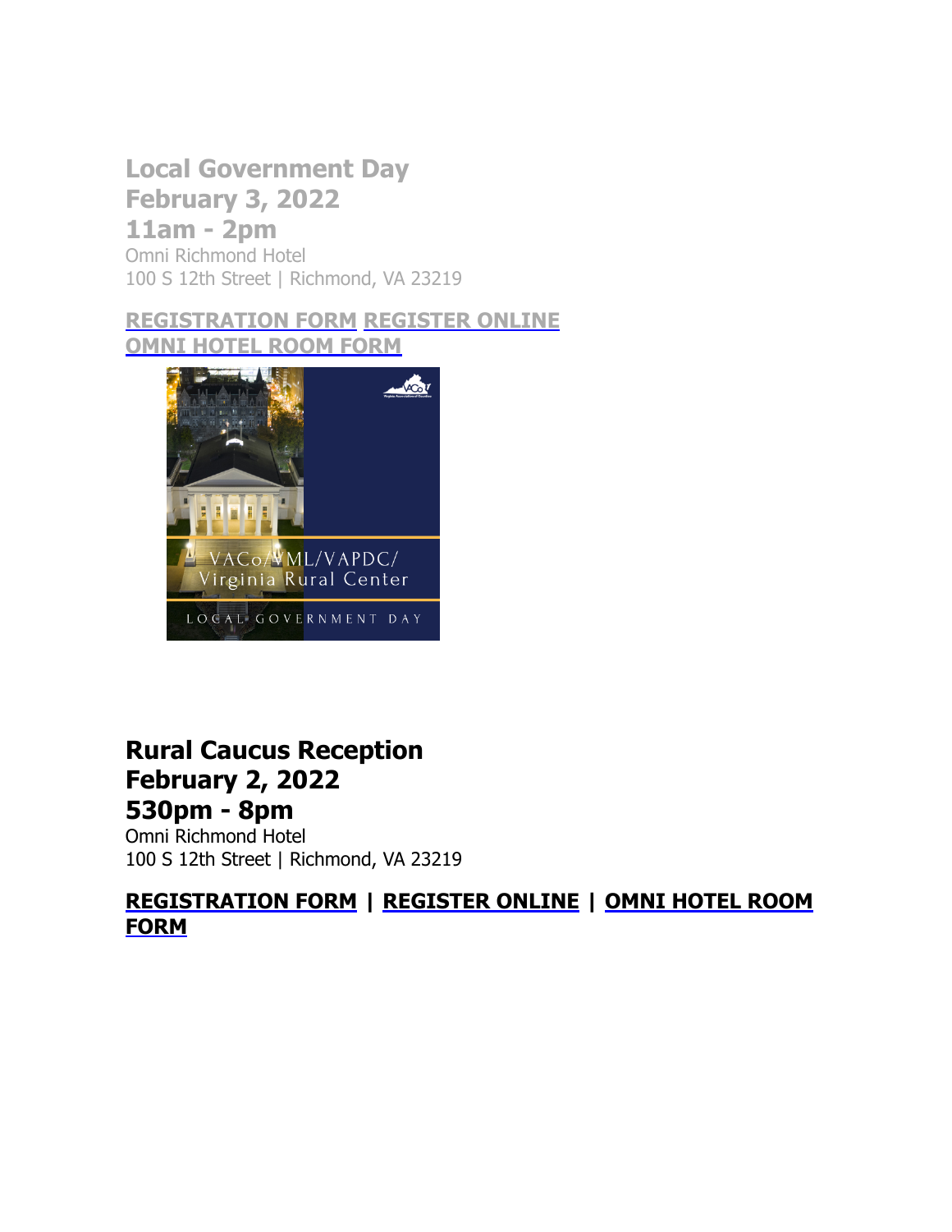## Local Government Day
## February 3, 2022
## 11am - 2pm

Omni Richmond Hotel
100 S 12th Street | Richmond, VA 23219

**REGISTRATION FORM** **REGISTER ONLINE**
**OMNI HOTEL ROOM FORM**

## Rural Caucus Reception
## February 2, 2022
## 530pm - 8pm

Omni Richmond Hotel
100 S 12th Street | Richmond, VA 23219

**REGISTRATION FORM | REGISTER ONLINE | OMNI HOTEL ROOM FORM**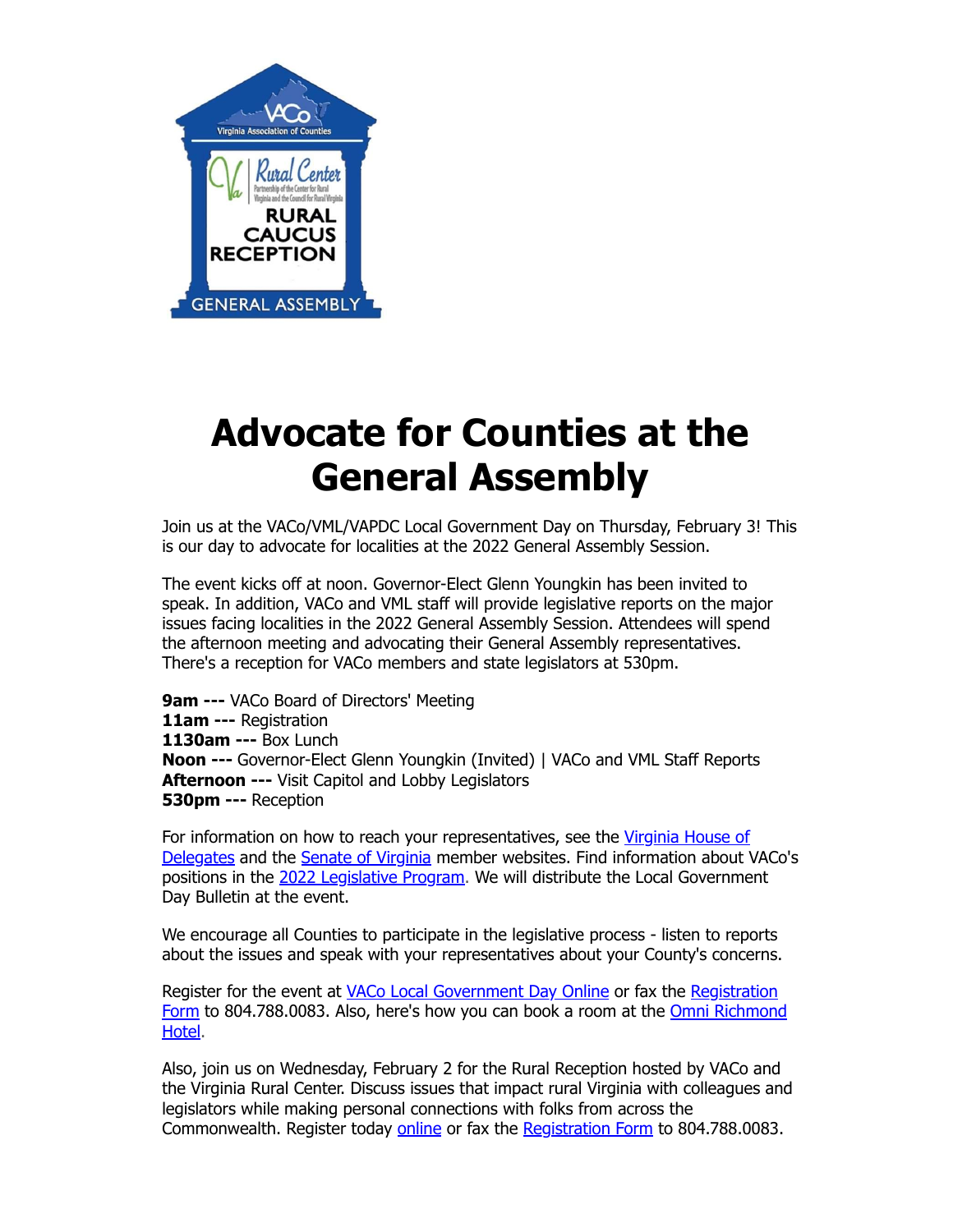# Advocate for Counties at the General Assembly

Join us at the VACo/VML/VAPDC Local Government Day on Thursday, February 3! This is our day to advocate for localities at the 2022 General Assembly Session.

The event kicks off at noon. Governor-Elect Glenn Youngkin has been invited to speak. In addition, VACo and VML staff will provide legislative reports on the major issues facing localities in the 2022 General Assembly Session. Attendees will spend the afternoon meeting and advocating their General Assembly representatives. There's a reception for VACo members and state legislators at 530pm.

**9am ---** VACo Board of Directors' Meeting
**11am ---** Registration
**1130am ---** Box Lunch
**Noon ---** Governor-Elect Glenn Youngkin (Invited) | VACo and VML Staff Reports
**Afternoon ---** Visit Capitol and Lobby Legislators
**530pm ---** Reception

For information on how to reach your representatives, see the Virginia House of Delegates and the Senate of Virginia member websites. Find information about VACo's positions in the 2022 Legislative Program. We will distribute the Local Government Day Bulletin at the event.

We encourage all Counties to participate in the legislative process - listen to reports about the issues and speak with your representatives about your County's concerns.

Register for the event at VACo Local Government Day Online or fax the Registration Form to 804.788.0083. Also, here's how you can book a room at the Omni Richmond Hotel.

Also, join us on Wednesday, February 2 for the Rural Reception hosted by VACo and the Virginia Rural Center. Discuss issues that impact rural Virginia with colleagues and legislators while making personal connections with folks from across the Commonwealth. Register today online or fax the Registration Form to 804.788.0083.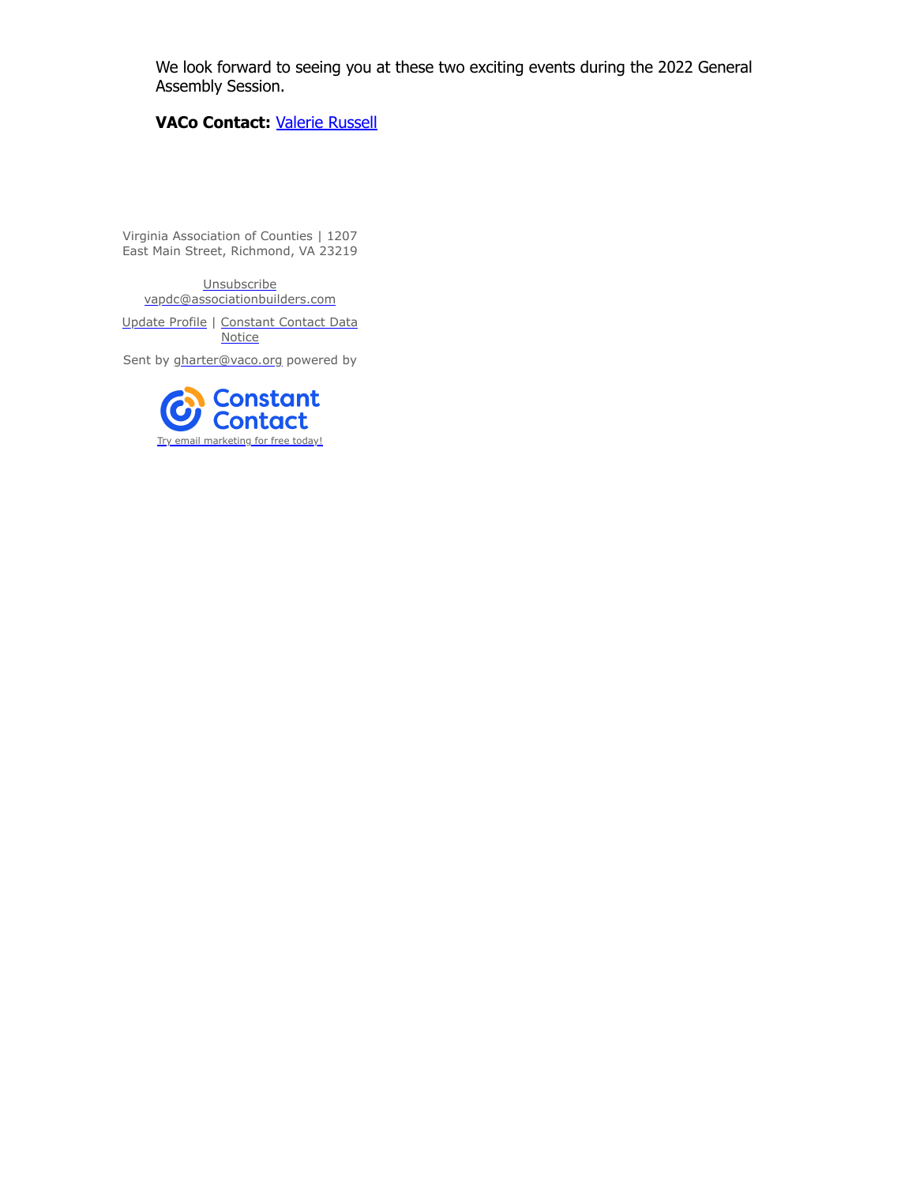We look forward to seeing you at these two exciting events during the 2022 General Assembly Session.

**VACo Contact:** Valerie Russell

Virginia Association of Counties | 1207 East Main Street, Richmond, VA 23219

Unsubscribe vapdc@associationbuilders.com

Update Profile | Constant Contact Data Notice

Sent by gharter@vaco.org powered by

Constant Contact

Try email marketing for free today!